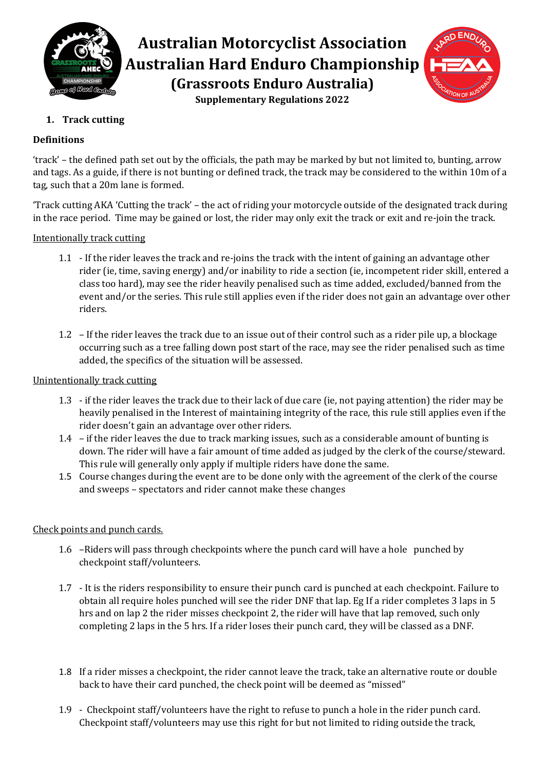# Australian Motorcyclist Association
# Australian Hard Enduro Championship
## (Grassroots Enduro Australia)
### Supplementary Regulations 2022

1. **Track cutting**

**Definitions**

'track' – the defined path set out by the officials, the path may be marked by but not limited to, bunting, arrow and tags. As a guide, if there is not bunting or defined track, the track may be considered to the within 10m of a tag, such that a 20m lane is formed.

'Track cutting AKA 'Cutting the track' – the act of riding your motorcycle outside of the designated track during in the race period. Time may be gained or lost, the rider may only exit the track or exit and re-join the track.

Intentionally track cutting

1.1 - If the rider leaves the track and re-joins the track with the intent of gaining an advantage other rider (ie, time, saving energy) and/or inability to ride a section (ie, incompetent rider skill, entered a class too hard), may see the rider heavily penalised such as time added, excluded/banned from the event and/or the series. This rule still applies even if the rider does not gain an advantage over other riders.

1.2 – If the rider leaves the track due to an issue out of their control such as a rider pile up, a blockage occurring such as a tree falling down post start of the race, may see the rider penalised such as time added, the specifics of the situation will be assessed.

Unintentionally track cutting

1.3 - if the rider leaves the track due to their lack of due care (ie, not paying attention) the rider may be heavily penalised in the Interest of maintaining integrity of the race, this rule still applies even if the rider doesn't gain an advantage over other riders.

1.4 – if the rider leaves the due to track marking issues, such as a considerable amount of bunting is down. The rider will have a fair amount of time added as judged by the clerk of the course/steward. This rule will generally only apply if multiple riders have done the same.

1.5 Course changes during the event are to be done only with the agreement of the clerk of the course and sweeps – spectators and rider cannot make these changes

Check points and punch cards.

1.6 –Riders will pass through checkpoints where the punch card will have a hole punched by checkpoint staff/volunteers.

1.7 - It is the riders responsibility to ensure their punch card is punched at each checkpoint. Failure to obtain all require holes punched will see the rider DNF that lap. Eg If a rider completes 3 laps in 5 hrs and on lap 2 the rider misses checkpoint 2, the rider will have that lap removed, such only completing 2 laps in the 5 hrs. If a rider loses their punch card, they will be classed as a DNF.

1.8 If a rider misses a checkpoint, the rider cannot leave the track, take an alternative route or double back to have their card punched, the check point will be deemed as "missed"

1.9 - Checkpoint staff/volunteers have the right to refuse to punch a hole in the rider punch card. Checkpoint staff/volunteers may use this right for but not limited to riding outside the track,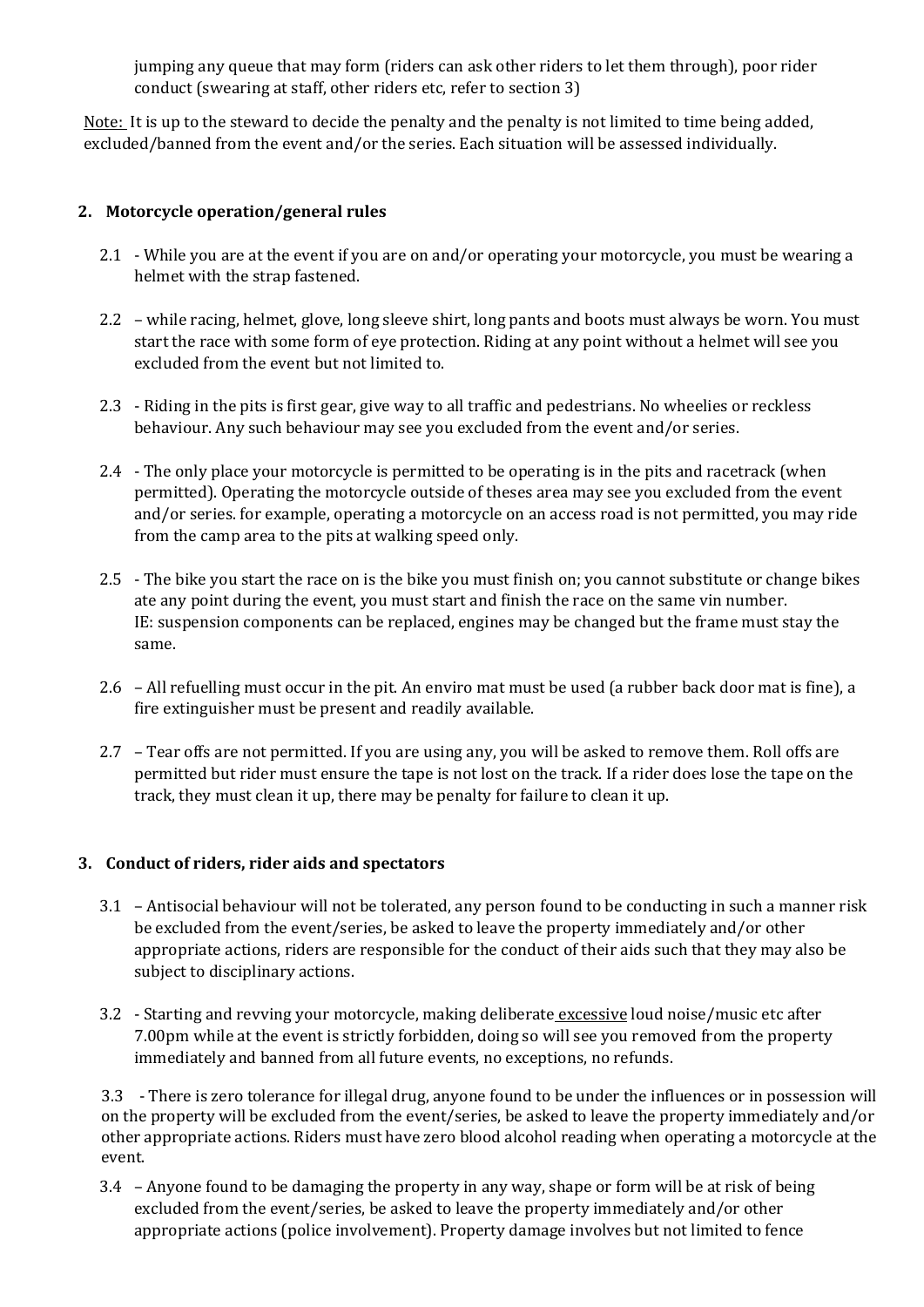jumping any queue that may form (riders can ask other riders to let them through), poor rider conduct (swearing at staff, other riders etc, refer to section 3)

Note: It is up to the steward to decide the penalty and the penalty is not limited to time being added, excluded/banned from the event and/or the series. Each situation will be assessed individually.

## 2. Motorcycle operation/general rules

2.1 - While you are at the event if you are on and/or operating your motorcycle, you must be wearing a helmet with the strap fastened.

2.2 – while racing, helmet, glove, long sleeve shirt, long pants and boots must always be worn. You must start the race with some form of eye protection. Riding at any point without a helmet will see you excluded from the event but not limited to.

2.3 - Riding in the pits is first gear, give way to all traffic and pedestrians. No wheelies or reckless behaviour. Any such behaviour may see you excluded from the event and/or series.

2.4 - The only place your motorcycle is permitted to be operating is in the pits and racetrack (when permitted). Operating the motorcycle outside of theses area may see you excluded from the event and/or series. for example, operating a motorcycle on an access road is not permitted, you may ride from the camp area to the pits at walking speed only.

2.5 - The bike you start the race on is the bike you must finish on; you cannot substitute or change bikes ate any point during the event, you must start and finish the race on the same vin number. IE: suspension components can be replaced, engines may be changed but the frame must stay the same.

2.6 – All refuelling must occur in the pit. An enviro mat must be used (a rubber back door mat is fine), a fire extinguisher must be present and readily available.

2.7 – Tear offs are not permitted. If you are using any, you will be asked to remove them. Roll offs are permitted but rider must ensure the tape is not lost on the track. If a rider does lose the tape on the track, they must clean it up, there may be penalty for failure to clean it up.

## 3. Conduct of riders, rider aids and spectators

3.1 – Antisocial behaviour will not be tolerated, any person found to be conducting in such a manner risk be excluded from the event/series, be asked to leave the property immediately and/or other appropriate actions, riders are responsible for the conduct of their aids such that they may also be subject to disciplinary actions.

3.2 - Starting and revving your motorcycle, making deliberate excessive loud noise/music etc after 7.00pm while at the event is strictly forbidden, doing so will see you removed from the property immediately and banned from all future events, no exceptions, no refunds.

3.3 - There is zero tolerance for illegal drug, anyone found to be under the influences or in possession will on the property will be excluded from the event/series, be asked to leave the property immediately and/or other appropriate actions. Riders must have zero blood alcohol reading when operating a motorcycle at the event.

3.4 – Anyone found to be damaging the property in any way, shape or form will be at risk of being excluded from the event/series, be asked to leave the property immediately and/or other appropriate actions (police involvement). Property damage involves but not limited to fence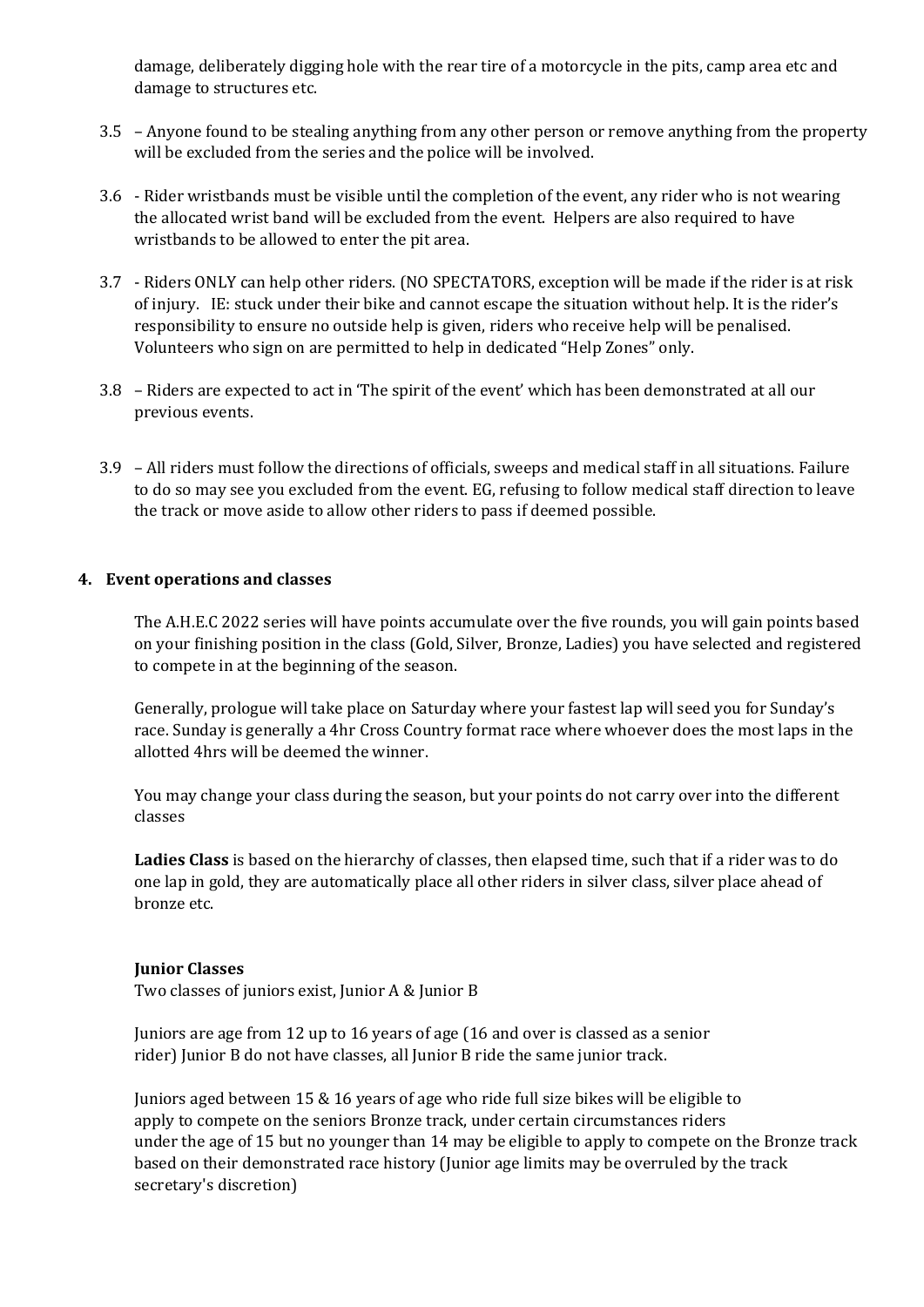damage, deliberately digging hole with the rear tire of a motorcycle in the pits, camp area etc and damage to structures etc.

3.5 – Anyone found to be stealing anything from any other person or remove anything from the property will be excluded from the series and the police will be involved.

3.6 - Rider wristbands must be visible until the completion of the event, any rider who is not wearing the allocated wrist band will be excluded from the event. Helpers are also required to have wristbands to be allowed to enter the pit area.

3.7 - Riders ONLY can help other riders. (NO SPECTATORS, exception will be made if the rider is at risk of injury. IE: stuck under their bike and cannot escape the situation without help. It is the rider's responsibility to ensure no outside help is given, riders who receive help will be penalised. Volunteers who sign on are permitted to help in dedicated "Help Zones" only.

3.8 – Riders are expected to act in 'The spirit of the event' which has been demonstrated at all our previous events.

3.9 – All riders must follow the directions of officials, sweeps and medical staff in all situations. Failure to do so may see you excluded from the event. EG, refusing to follow medical staff direction to leave the track or move aside to allow other riders to pass if deemed possible.

## 4. Event operations and classes

The A.H.E.C 2022 series will have points accumulate over the five rounds, you will gain points based on your finishing position in the class (Gold, Silver, Bronze, Ladies) you have selected and registered to compete in at the beginning of the season.

Generally, prologue will take place on Saturday where your fastest lap will seed you for Sunday's race. Sunday is generally a 4hr Cross Country format race where whoever does the most laps in the allotted 4hrs will be deemed the winner.

You may change your class during the season, but your points do not carry over into the different classes

**Ladies Class** is based on the hierarchy of classes, then elapsed time, such that if a rider was to do one lap in gold, they are automatically place all other riders in silver class, silver place ahead of bronze etc.

**Junior Classes**
Two classes of juniors exist, Junior A & Junior B

Juniors are age from 12 up to 16 years of age (16 and over is classed as a senior rider) Junior B do not have classes, all Junior B ride the same junior track.

Juniors aged between 15 & 16 years of age who ride full size bikes will be eligible to apply to compete on the seniors Bronze track, under certain circumstances riders under the age of 15 but no younger than 14 may be eligible to apply to compete on the Bronze track based on their demonstrated race history (Junior age limits may be overruled by the track secretary's discretion)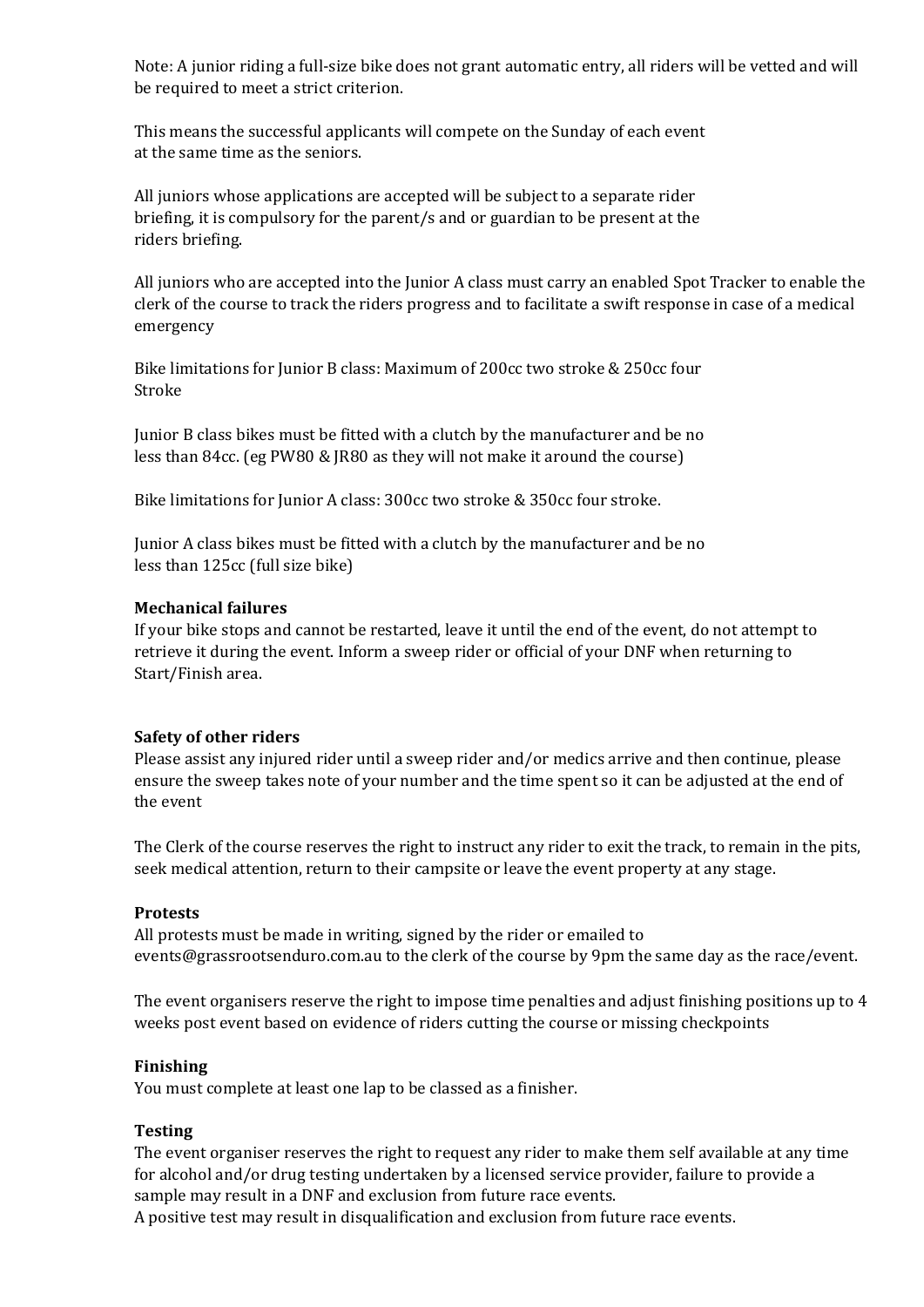Note: A junior riding a full-size bike does not grant automatic entry, all riders will be vetted and will be required to meet a strict criterion.

This means the successful applicants will compete on the Sunday of each event at the same time as the seniors.

All juniors whose applications are accepted will be subject to a separate rider briefing, it is compulsory for the parent/s and or guardian to be present at the riders briefing.

All juniors who are accepted into the Junior A class must carry an enabled Spot Tracker to enable the clerk of the course to track the riders progress and to facilitate a swift response in case of a medical emergency

Bike limitations for Junior B class: Maximum of 200cc two stroke & 250cc four Stroke

Junior B class bikes must be fitted with a clutch by the manufacturer and be no less than 84cc. (eg PW80 & JR80 as they will not make it around the course)

Bike limitations for Junior A class: 300cc two stroke & 350cc four stroke.

Junior A class bikes must be fitted with a clutch by the manufacturer and be no less than 125cc (full size bike)

**Mechanical failures**
If your bike stops and cannot be restarted, leave it until the end of the event, do not attempt to retrieve it during the event. Inform a sweep rider or official of your DNF when returning to Start/Finish area.

**Safety of other riders**
Please assist any injured rider until a sweep rider and/or medics arrive and then continue, please ensure the sweep takes note of your number and the time spent so it can be adjusted at the end of the event

The Clerk of the course reserves the right to instruct any rider to exit the track, to remain in the pits, seek medical attention, return to their campsite or leave the event property at any stage.

**Protests**
All protests must be made in writing, signed by the rider or emailed to events@grassrootsenduro.com.au to the clerk of the course by 9pm the same day as the race/event.

The event organisers reserve the right to impose time penalties and adjust finishing positions up to 4 weeks post event based on evidence of riders cutting the course or missing checkpoints

**Finishing**
You must complete at least one lap to be classed as a finisher.

**Testing**
The event organiser reserves the right to request any rider to make them self available at any time for alcohol and/or drug testing undertaken by a licensed service provider, failure to provide a sample may result in a DNF and exclusion from future race events.
A positive test may result in disqualification and exclusion from future race events.